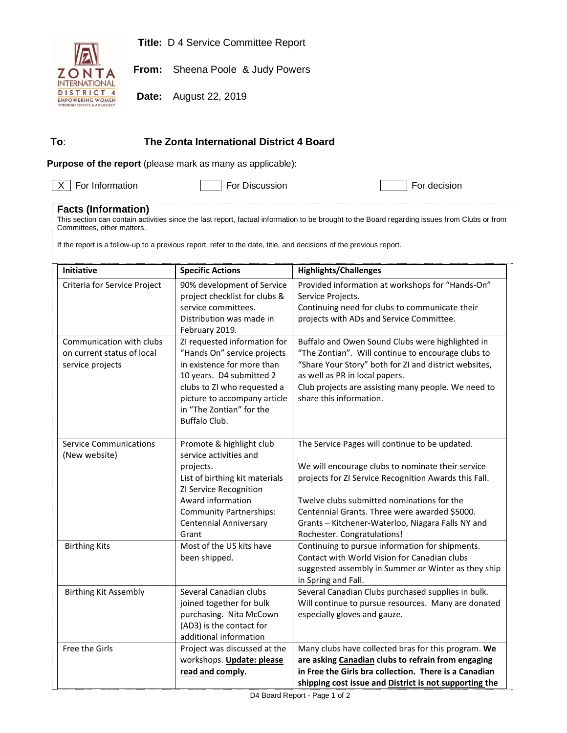**Title:** D 4 Service Committee Report

**From:** Sheena Poole & Judy Powers

**Date:** August 22, 2019

**To:** **The Zonta International District 4 Board**

**Purpose of the report** (please mark as many as applicable):

[X] For Information  [ ] For Discussion  [ ] For decision

## Facts (Information)

This section can contain activities since the last report, factual information to be brought to the Board regarding issues from Clubs or from Committees, other matters.

If the report is a follow-up to a previous report, refer to the date, title, and decisions of the previous report.

| Initiative | Specific Actions | Highlights/Challenges |
|---|---|---|
| Criteria for Service Project | 90% development of Service project checklist for clubs & service committees. Distribution was made in February 2019. | Provided information at workshops for "Hands-On" Service Projects. Continuing need for clubs to communicate their projects with ADs and Service Committee. |
| Communication with clubs on current status of local service projects | ZI requested information for "Hands On" service projects in existence for more than 10 years. D4 submitted 2 clubs to ZI who requested a picture to accompany article in "The Zontian" for the Buffalo Club. | Buffalo and Owen Sound Clubs were highlighted in "The Zontian". Will continue to encourage clubs to "Share Your Story" both for ZI and district websites, as well as PR in local papers. Club projects are assisting many people. We need to share this information. |
| Service Communications (New website) | Promote & highlight club service activities and projects. List of birthing kit materials ZI Service Recognition Award information Community Partnerships: Centennial Anniversary Grant | The Service Pages will continue to be updated. We will encourage clubs to nominate their service projects for ZI Service Recognition Awards this Fall. Twelve clubs submitted nominations for the Centennial Grants. Three were awarded $5000. Grants – Kitchener-Waterloo, Niagara Falls NY and Rochester. Congratulations! |
| Birthing Kits | Most of the US kits have been shipped. | Continuing to pursue information for shipments. Contact with World Vision for Canadian clubs suggested assembly in Summer or Winter as they ship in Spring and Fall. |
| Birthing Kit Assembly | Several Canadian clubs joined together for bulk purchasing. Nita McCown (AD3) is the contact for additional information | Several Canadian Clubs purchased supplies in bulk. Will continue to pursue resources. Many are donated especially gloves and gauze. |
| Free the Girls | Project was discussed at the workshops. **Update: please read and comply.** | Many clubs have collected bras for this program. **We are asking Canadian clubs to refrain from engaging in Free the Girls bra collection. There is a Canadian shipping cost issue and District is not supporting the** |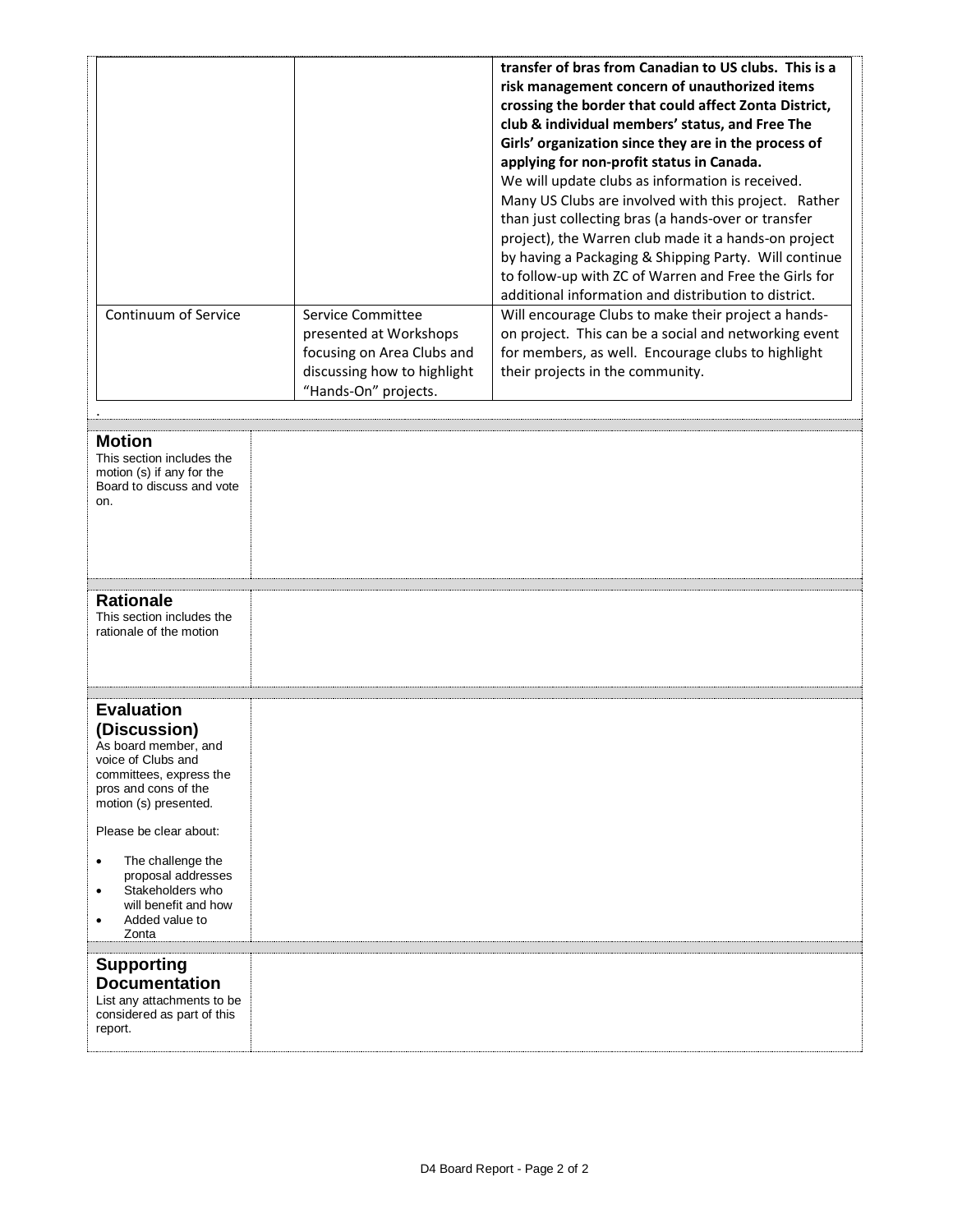| | | |
|---|---|---|
| | | **transfer of bras from Canadian to US clubs. This is a risk management concern of unauthorized items crossing the border that could affect Zonta District, club & individual members' status, and Free The Girls' organization since they are in the process of applying for non-profit status in Canada.** We will update clubs as information is received. Many US Clubs are involved with this project. Rather than just collecting bras (a hands-over or transfer project), the Warren club made it a hands-on project by having a Packaging & Shipping Party. Will continue to follow-up with ZC of Warren and Free the Girls for additional information and distribution to district. |
| Continuum of Service | Service Committee presented at Workshops focusing on Area Clubs and discussing how to highlight "Hands-On" projects. | Will encourage Clubs to make their project a hands-on project. This can be a social and networking event for members, as well. Encourage clubs to highlight their projects in the community. |

.

| | |
|---|---|
| **Motion**<br>This section includes the motion (s) if any for the Board to discuss and vote on. | |
| **Rationale**<br>This section includes the rationale of the motion | |
| **Evaluation (Discussion)**<br>As board member, and voice of Clubs and committees, express the pros and cons of the motion (s) presented.<br><br>Please be clear about:<br>• The challenge the proposal addresses<br>• Stakeholders who will benefit and how<br>• Added value to Zonta | |
| **Supporting Documentation**<br>List any attachments to be considered as part of this report. | |